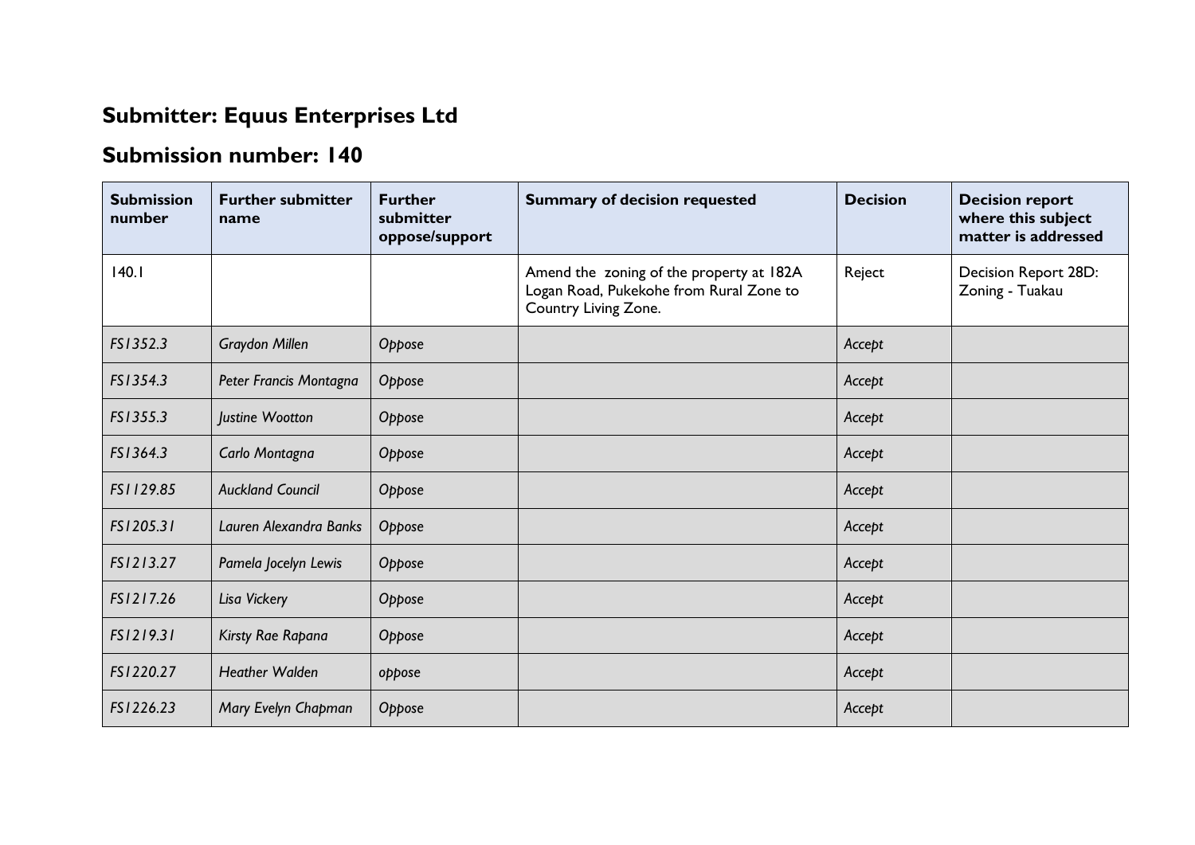## Submitter: Equus Enterprises Ltd

## Submission number: 140

| Submission number | Further submitter name | Further submitter oppose/support | Summary of decision requested | Decision | Decision report where this subject matter is addressed |
|---|---|---|---|---|---|
| 140.1 | | | Amend the zoning of the property at 182A Logan Road, Pukekohe from Rural Zone to Country Living Zone. | Reject | Decision Report 28D: Zoning - Tuakau |
| *FS1352.3* | *Graydon Millen* | *Oppose* | | *Accept* | |
| *FS1354.3* | *Peter Francis Montagna* | *Oppose* | | *Accept* | |
| *FS1355.3* | *Justine Wootton* | *Oppose* | | *Accept* | |
| *FS1364.3* | *Carlo Montagna* | *Oppose* | | *Accept* | |
| *FS1129.85* | *Auckland Council* | *Oppose* | | *Accept* | |
| *FS1205.31* | *Lauren Alexandra Banks* | *Oppose* | | *Accept* | |
| *FS1213.27* | *Pamela Jocelyn Lewis* | *Oppose* | | *Accept* | |
| *FS1217.26* | *Lisa Vickery* | *Oppose* | | *Accept* | |
| *FS1219.31* | *Kirsty Rae Rapana* | *Oppose* | | *Accept* | |
| *FS1220.27* | *Heather Walden* | *oppose* | | *Accept* | |
| *FS1226.23* | *Mary Evelyn Chapman* | *Oppose* | | *Accept* | |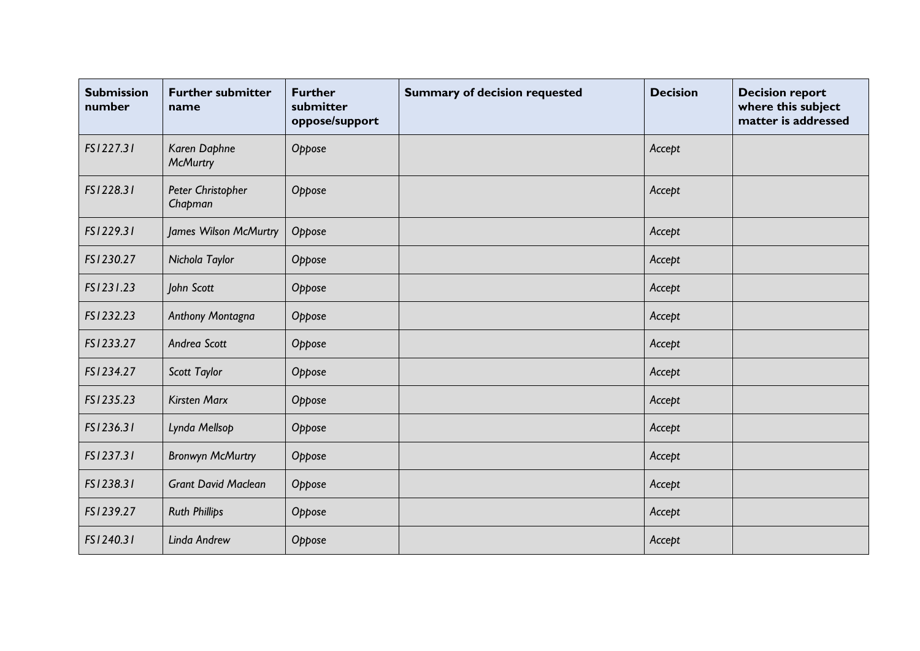| Submission number | Further submitter name | Further submitter oppose/support | Summary of decision requested | Decision | Decision report where this subject matter is addressed |
| --- | --- | --- | --- | --- | --- |
| *FS1227.31* | *Karen Daphne McMurtry* | *Oppose* | | *Accept* | |
| *FS1228.31* | *Peter Christopher Chapman* | *Oppose* | | *Accept* | |
| *FS1229.31* | *James Wilson McMurtry* | *Oppose* | | *Accept* | |
| *FS1230.27* | *Nichola Taylor* | *Oppose* | | *Accept* | |
| *FS1231.23* | *John Scott* | *Oppose* | | *Accept* | |
| *FS1232.23* | *Anthony Montagna* | *Oppose* | | *Accept* | |
| *FS1233.27* | *Andrea Scott* | *Oppose* | | *Accept* | |
| *FS1234.27* | *Scott Taylor* | *Oppose* | | *Accept* | |
| *FS1235.23* | *Kirsten Marx* | *Oppose* | | *Accept* | |
| *FS1236.31* | *Lynda Mellsop* | *Oppose* | | *Accept* | |
| *FS1237.31* | *Bronwyn McMurtry* | *Oppose* | | *Accept* | |
| *FS1238.31* | *Grant David Maclean* | *Oppose* | | *Accept* | |
| *FS1239.27* | *Ruth Phillips* | *Oppose* | | *Accept* | |
| *FS1240.31* | *Linda Andrew* | *Oppose* | | *Accept* | |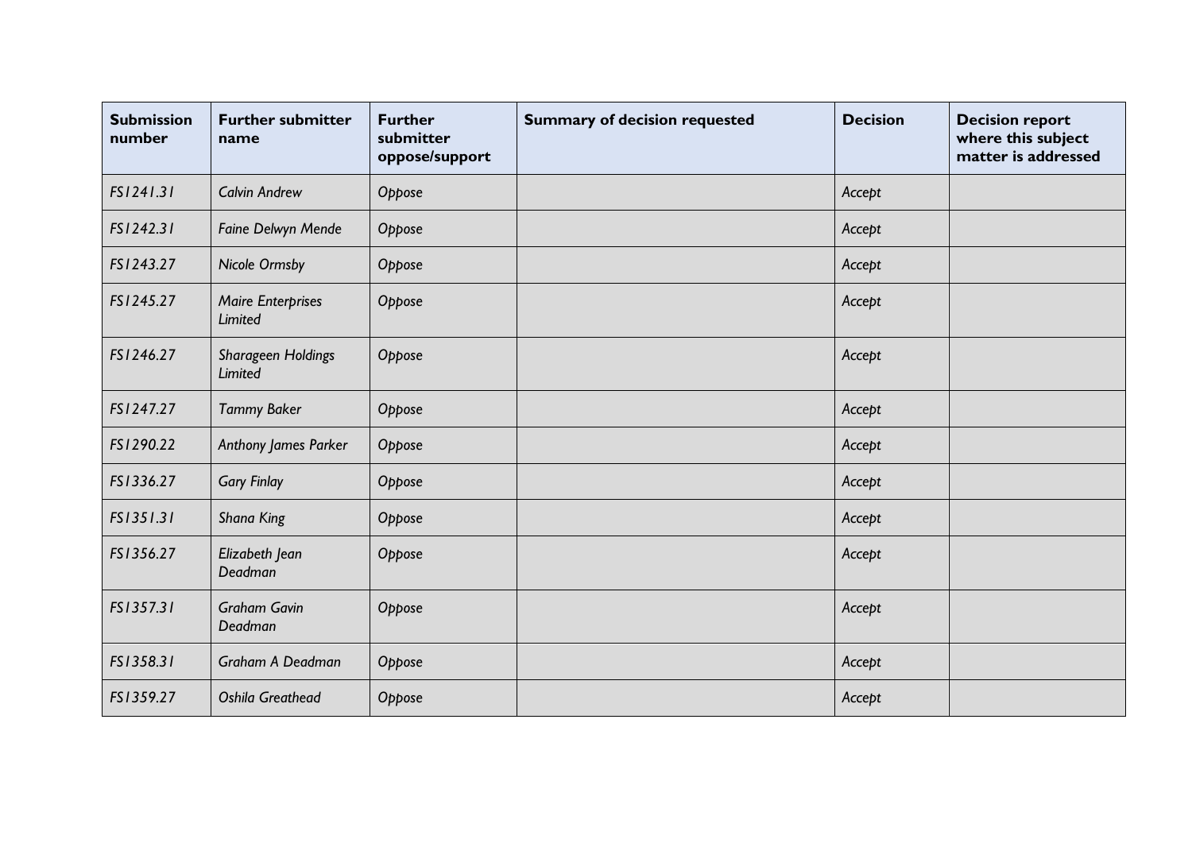| Submission number | Further submitter name | Further submitter oppose/support | Summary of decision requested | Decision | Decision report where this subject matter is addressed |
|---|---|---|---|---|---|
| *FS1241.31* | *Calvin Andrew* | *Oppose* | | *Accept* | |
| *FS1242.31* | *Faine Delwyn Mende* | *Oppose* | | *Accept* | |
| *FS1243.27* | *Nicole Ormsby* | *Oppose* | | *Accept* | |
| *FS1245.27* | *Maire Enterprises Limited* | *Oppose* | | *Accept* | |
| *FS1246.27* | *Sharageen Holdings Limited* | *Oppose* | | *Accept* | |
| *FS1247.27* | *Tammy Baker* | *Oppose* | | *Accept* | |
| *FS1290.22* | *Anthony James Parker* | *Oppose* | | *Accept* | |
| *FS1336.27* | *Gary Finlay* | *Oppose* | | *Accept* | |
| *FS1351.31* | *Shana King* | *Oppose* | | *Accept* | |
| *FS1356.27* | *Elizabeth Jean Deadman* | *Oppose* | | *Accept* | |
| *FS1357.31* | *Graham Gavin Deadman* | *Oppose* | | *Accept* | |
| *FS1358.31* | *Graham A Deadman* | *Oppose* | | *Accept* | |
| *FS1359.27* | *Oshila Greathead* | *Oppose* | | *Accept* | |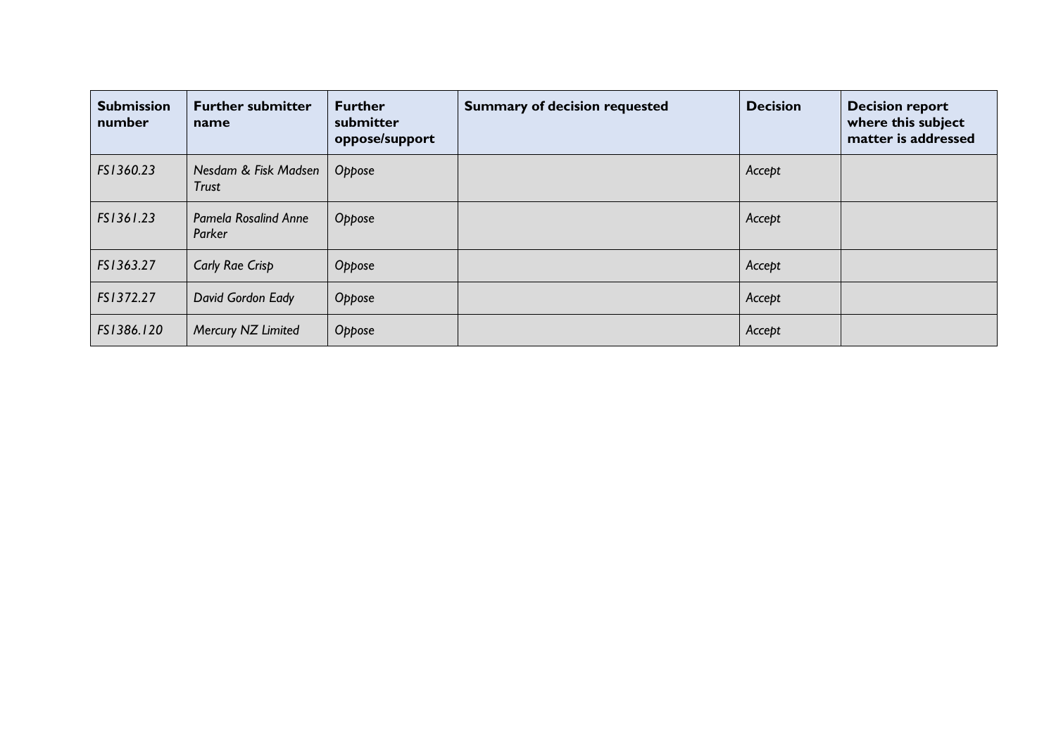| Submission number | Further submitter name | Further submitter oppose/support | Summary of decision requested | Decision | Decision report where this subject matter is addressed |
|---|---|---|---|---|---|
| *FS1360.23* | *Nesdam & Fisk Madsen Trust* | *Oppose* | | *Accept* | |
| *FS1361.23* | *Pamela Rosalind Anne Parker* | *Oppose* | | *Accept* | |
| *FS1363.27* | *Carly Rae Crisp* | *Oppose* | | *Accept* | |
| *FS1372.27* | *David Gordon Eady* | *Oppose* | | *Accept* | |
| *FS1386.120* | *Mercury NZ Limited* | *Oppose* | | *Accept* | |